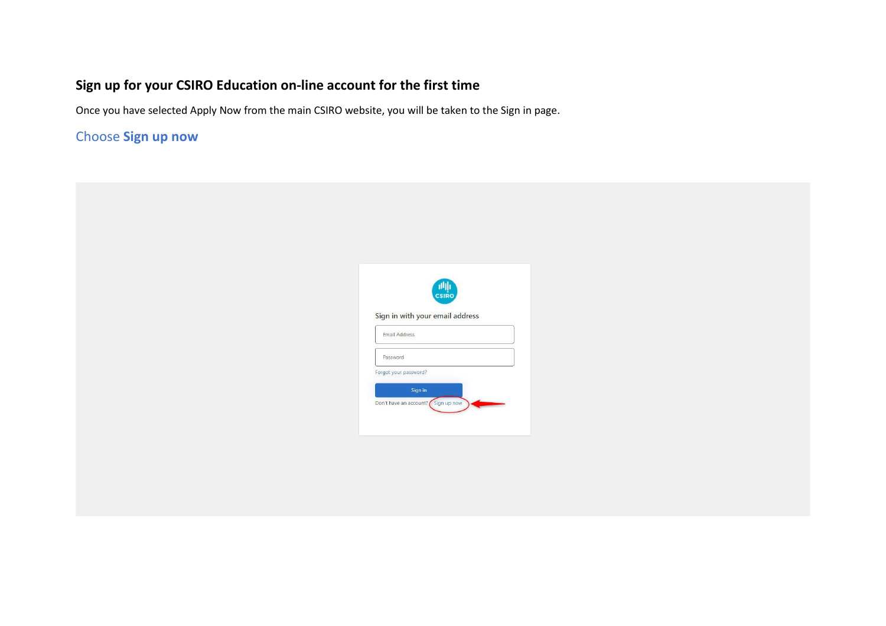## Sign up for your CSIRO Education on-line account for the first time

Once you have selected Apply Now from the main CSIRO website, you will be taken to the Sign in page.

### Choose **Sign up now**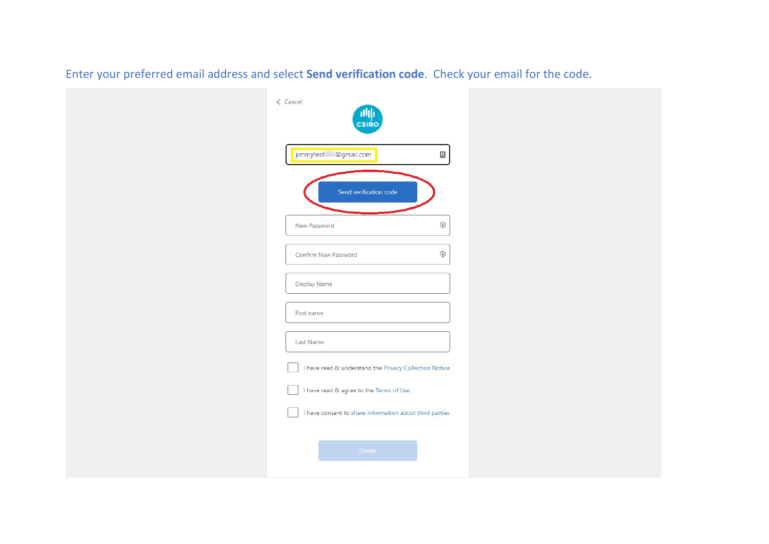Enter your preferred email address and select **Send verification code**. Check your email for the code.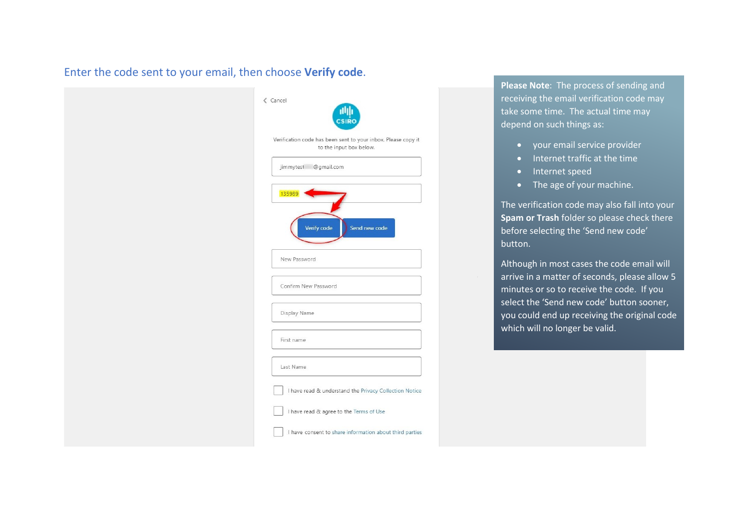Enter the code sent to your email, then choose **Verify code**.

Cancel

CSIRO

Verification code has been sent to your inbox. Please copy it to the input box below.

jimmytest@gmail.com

135989

Verify code | Send new code

New Password

Confirm New Password

Display Name

First name

Last Name

I have read & understand the Privacy Collection Notice

I have read & agree to the Terms of Use

I have consent to share information about third parties

**Please Note**: The process of sending and receiving the email verification code may take some time. The actual time may depend on such things as:

- your email service provider
- Internet traffic at the time
- Internet speed
- The age of your machine.

The verification code may also fall into your **Spam or Trash** folder so please check there before selecting the 'Send new code' button.

Although in most cases the code email will arrive in a matter of seconds, please allow 5 minutes or so to receive the code. If you select the 'Send new code' button sooner, you could end up receiving the original code which will no longer be valid.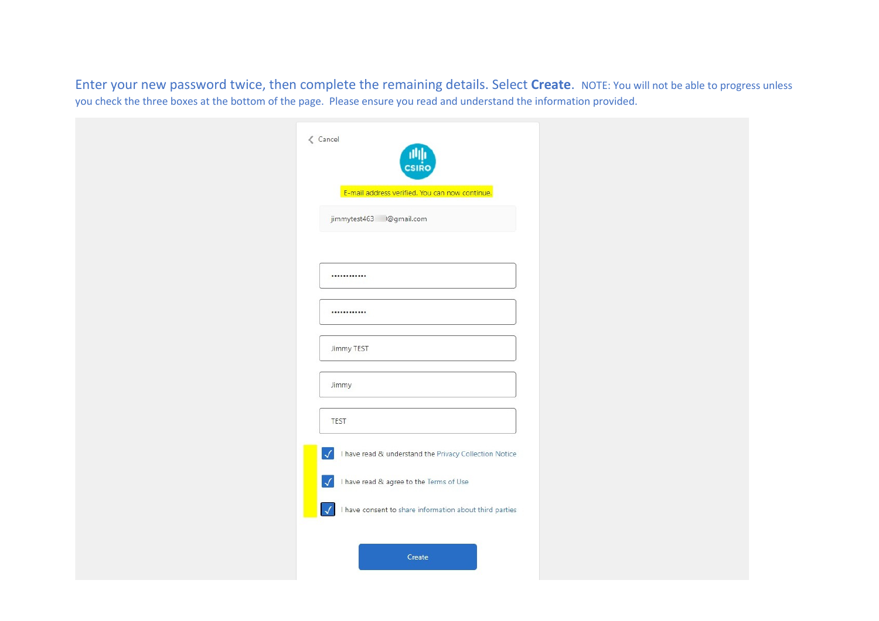Enter your new password twice, then complete the remaining details. Select **Create**. NOTE: You will not be able to progress unless you check the three boxes at the bottom of the page. Please ensure you read and understand the information provided.

Cancel

CSIRO

E-mail address verified. You can now continue.

jimmytest463 @gmail.com

••••••••••••

••••••••••••

Jimmy TEST

Jimmy

TEST

- [x] I have read & understand the Privacy Collection Notice
- [x] I have read & agree to the Terms of Use
- [x] I have consent to share information about third parties

Create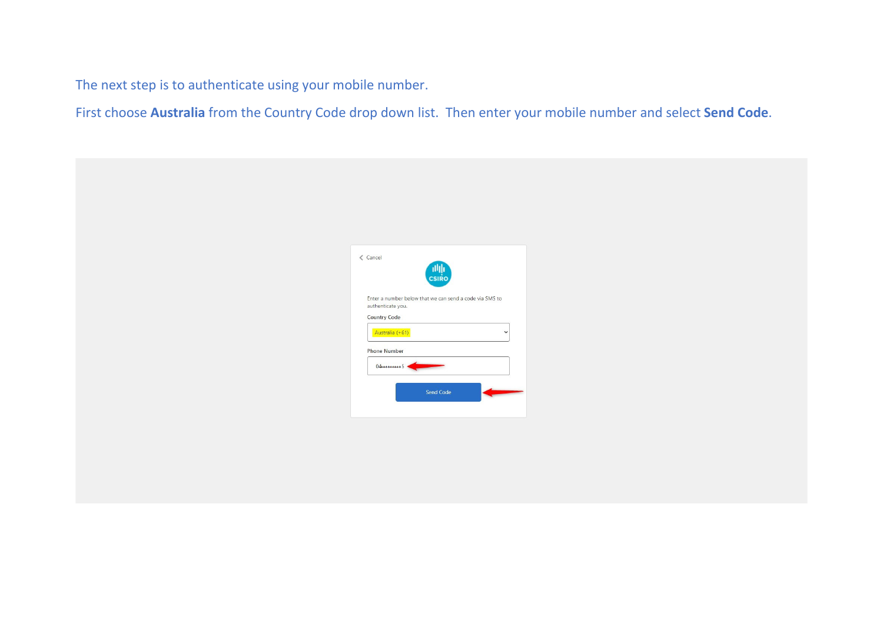The next step is to authenticate using your mobile number.

First choose **Australia** from the Country Code drop down list.  Then enter your mobile number and select **Send Code**.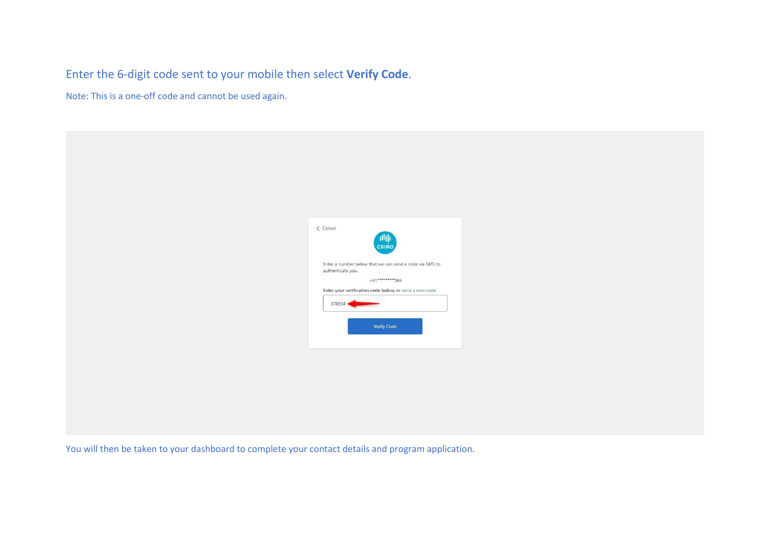Enter the 6-digit code sent to your mobile then select **Verify Code**.

Note: This is a one-off code and cannot be used again.

You will then be taken to your dashboard to complete your contact details and program application.